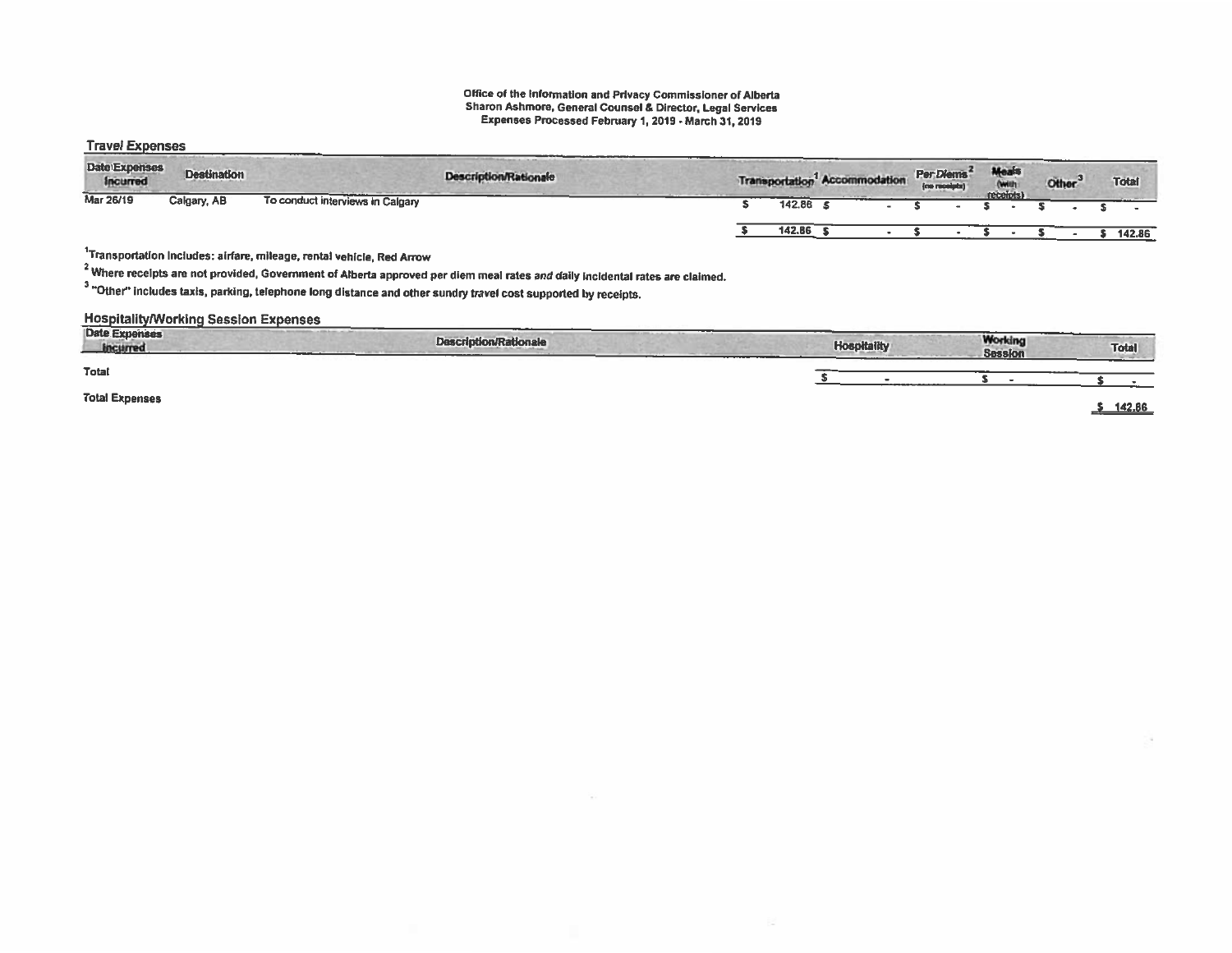**Office of the Information and Privacy Commissioner of Alberta**
**Sharon Ashmore, General Counsel & Director, Legal Services**
**Expenses Processed February 1, 2019 - March 31, 2019**

## Travel Expenses

| Date Expenses Incurred | Destination | Description/Rationale | Transportation[1] | Accommodation | Per Diems[2] (no receipts) | Meals (with receipts) | Other[3] | Total |
|---|---|---|---|---|---|---|---|---|
| Mar 26/19 | Calgary, AB | To conduct interviews in Calgary | $ 142.86 | $ - | $ - | $ - | $ - | $ - |
| | | | $ 142.86 | $ - | $ - | $ - | $ - | $ 142.86 |

[1]Transportation includes: airfare, mileage, rental vehicle, Red Arrow

[2] Where receipts are not provided, Government of Alberta approved per diem meal rates *and* daily incidental rates are claimed.

[3] "Other" includes taxis, parking, telephone long distance and other sundry travel cost supported by receipts.

## Hospitality/Working Session Expenses

| Date Expenses Incurred | Description/Rationale | Hospitality | Working Session | Total |
|---|---|---|---|---|
| Total | | $ - | $ - | $ - |
| Total Expenses | | | | $ 142.86 |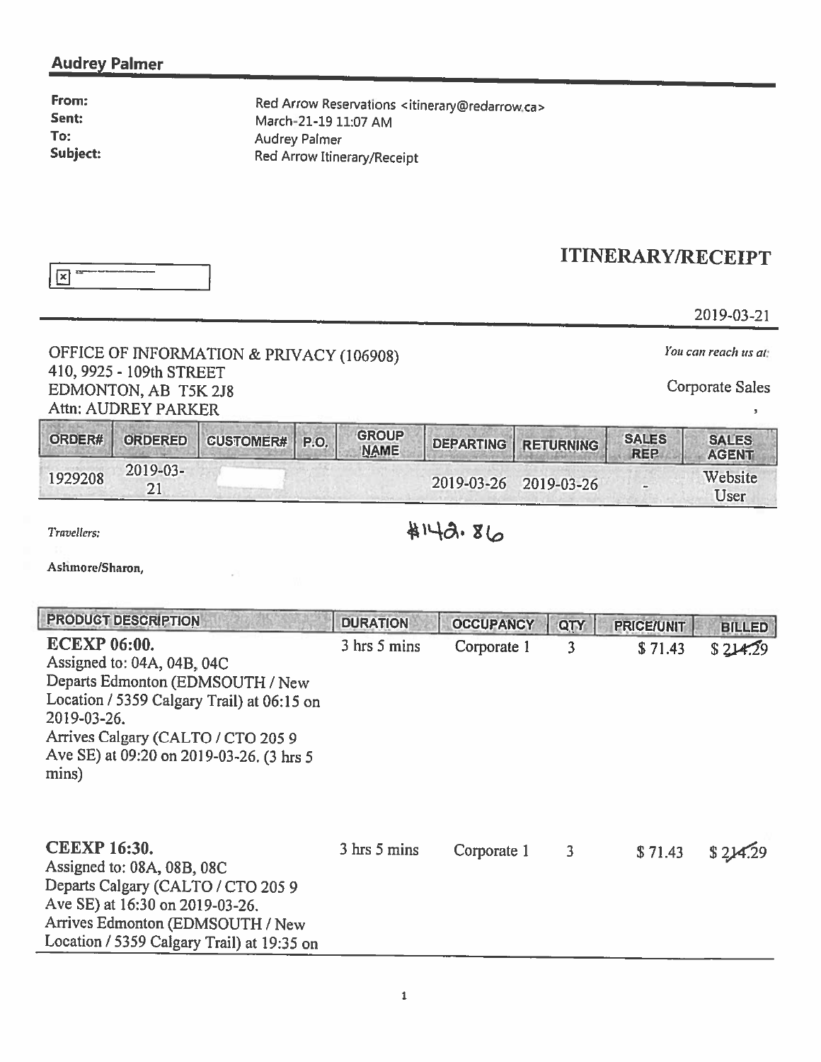## Audrey Palmer

**From:** Red Arrow Reservations <itinerary@redarrow.ca>
**Sent:** March-21-19 11:07 AM
**To:** Audrey Palmer
**Subject:** Red Arrow Itinerary/Receipt

# ITINERARY/RECEIPT

2019-03-21

OFFICE OF INFORMATION & PRIVACY (106908)
410, 9925 - 109th STREET
EDMONTON, AB T5K 2J8
Attn: AUDREY PARKER

*You can reach us at:*

Corporate Sales

,

| ORDER# | ORDERED | CUSTOMER# | P.O. | GROUP NAME | DEPARTING | RETURNING | SALES REP | SALES AGENT |
|---|---|---|---|---|---|---|---|---|
| 1929208 | 2019-03-21 | | | | 2019-03-26 | 2019-03-26 | - | Website User |

*Travellers:*

$142.86

**Ashmore/Sharon,**

| PRODUCT DESCRIPTION | DURATION | OCCUPANCY | QTY | PRICE/UNIT | BILLED |
|---|---|---|---|---|---|
| **ECEXP 06:00.** Assigned to: 04A, 04B, 04C Departs Edmonton (EDMSOUTH / New Location / 5359 Calgary Trail) at 06:15 on 2019-03-26. Arrives Calgary (CALTO / CTO 205 9 Ave SE) at 09:20 on 2019-03-26. (3 hrs 5 mins) | 3 hrs 5 mins | Corporate 1 | 3 | $ 71.43 | $ 214.29 |
| **CEEXP 16:30.** Assigned to: 08A, 08B, 08C Departs Calgary (CALTO / CTO 205 9 Ave SE) at 16:30 on 2019-03-26. Arrives Edmonton (EDMSOUTH / New Location / 5359 Calgary Trail) at 19:35 on | 3 hrs 5 mins | Corporate 1 | 3 | $ 71.43 | $ 214.29 |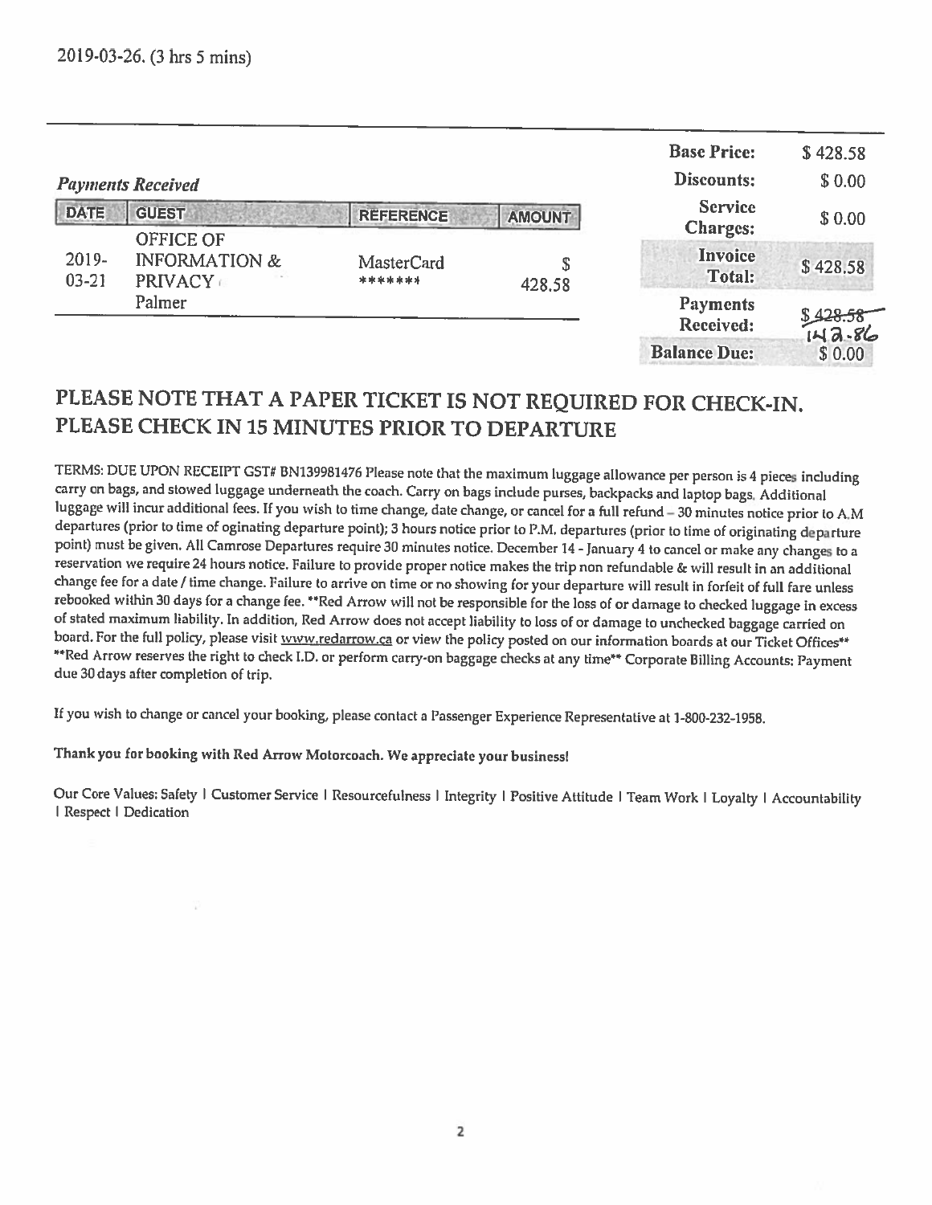2019-03-26. (3 hrs 5 mins)

| | |
|---|---|
| **Base Price:** | $ 428.58 |
| **Discounts:** | $ 0.00 |
| **Service Charges:** | $ 0.00 |
| **Invoice Total:** | $ 428.58 |
| **Payments Received:** | ~~$ 428.58~~ 142.86 |
| **Balance Due:** | $ 0.00 |

***Payments Received***

| DATE | GUEST | REFERENCE | AMOUNT |
|---|---|---|---|
| 2019-03-21 | OFFICE OF INFORMATION & PRIVACY Palmer | MasterCard ******* | $ 428.58 |

## PLEASE NOTE THAT A PAPER TICKET IS NOT REQUIRED FOR CHECK-IN. PLEASE CHECK IN 15 MINUTES PRIOR TO DEPARTURE

TERMS: DUE UPON RECEIPT GST# BN139981476 Please note that the maximum luggage allowance per person is 4 pieces including carry on bags, and stowed luggage underneath the coach. Carry on bags include purses, backpacks and laptop bags. Additional luggage will incur additional fees. If you wish to time change, date change, or cancel for a full refund – 30 minutes notice prior to A.M departures (prior to time of oginating departure point); 3 hours notice prior to P.M. departures (prior to time of originating departure point) must be given. All Camrose Departures require 30 minutes notice. December 14 - January 4 to cancel or make any changes to a reservation we require 24 hours notice. Failure to provide proper notice makes the trip non refundable & will result in an additional change fee for a date / time change. Failure to arrive on time or no showing for your departure will result in forfeit of full fare unless rebooked within 30 days for a change fee. **Red Arrow will not be responsible for the loss of or damage to checked luggage in excess of stated maximum liability. In addition, Red Arrow does not accept liability to loss of or damage to unchecked baggage carried on board. For the full policy, please visit www.redarrow.ca or view the policy posted on our information boards at our Ticket Offices** **Red Arrow reserves the right to check I.D. or perform carry-on baggage checks at any time** Corporate Billing Accounts: Payment due 30 days after completion of trip.

If you wish to change or cancel your booking, please contact a Passenger Experience Representative at 1-800-232-1958.

Thank you for booking with Red Arrow Motorcoach. We appreciate your business!

Our Core Values: Safety | Customer Service | Resourcefulness | Integrity | Positive Attitude | Team Work | Loyalty | Accountability | Respect | Dedication